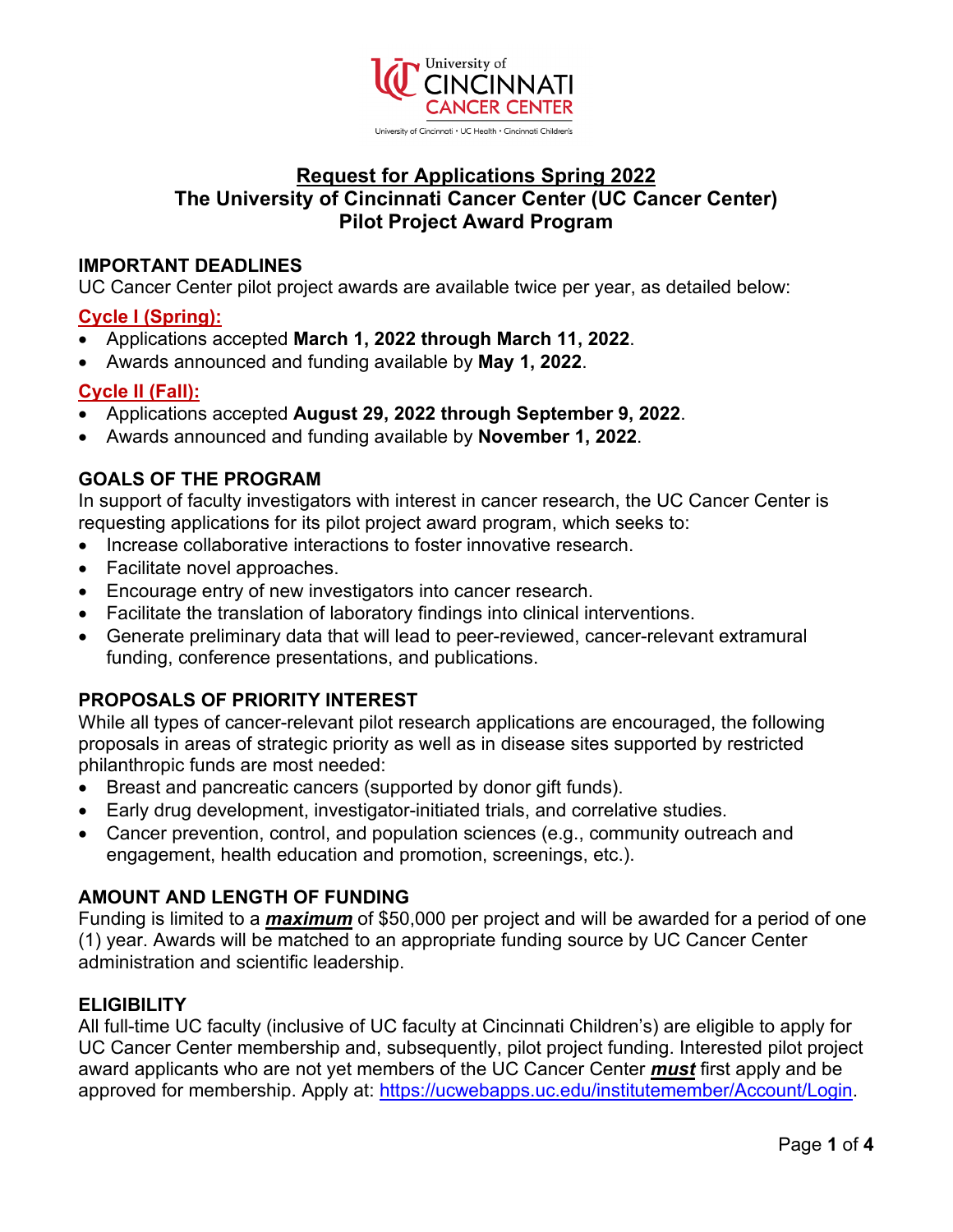University of CINCINNATI CANCER CENTER

University of Cincinnati • UC Health • Cincinnati Children's

# Request for Applications Spring 2022
# The University of Cincinnati Cancer Center (UC Cancer Center) Pilot Project Award Program

## IMPORTANT DEADLINES

UC Cancer Center pilot project awards are available twice per year, as detailed below:

### Cycle I (Spring):

- Applications accepted **March 1, 2022 through March 11, 2022**.
- Awards announced and funding available by **May 1, 2022**.

### Cycle II (Fall):

- Applications accepted **August 29, 2022 through September 9, 2022**.
- Awards announced and funding available by **November 1, 2022**.

## GOALS OF THE PROGRAM

In support of faculty investigators with interest in cancer research, the UC Cancer Center is requesting applications for its pilot project award program, which seeks to:

- Increase collaborative interactions to foster innovative research.
- Facilitate novel approaches.
- Encourage entry of new investigators into cancer research.
- Facilitate the translation of laboratory findings into clinical interventions.
- Generate preliminary data that will lead to peer-reviewed, cancer-relevant extramural funding, conference presentations, and publications.

## PROPOSALS OF PRIORITY INTEREST

While all types of cancer-relevant pilot research applications are encouraged, the following proposals in areas of strategic priority as well as in disease sites supported by restricted philanthropic funds are most needed:

- Breast and pancreatic cancers (supported by donor gift funds).
- Early drug development, investigator-initiated trials, and correlative studies.
- Cancer prevention, control, and population sciences (e.g., community outreach and engagement, health education and promotion, screenings, etc.).

## AMOUNT AND LENGTH OF FUNDING

Funding is limited to a ***maximum*** of $50,000 per project and will be awarded for a period of one (1) year. Awards will be matched to an appropriate funding source by UC Cancer Center administration and scientific leadership.

## ELIGIBILITY

All full-time UC faculty (inclusive of UC faculty at Cincinnati Children's) are eligible to apply for UC Cancer Center membership and, subsequently, pilot project funding. Interested pilot project award applicants who are not yet members of the UC Cancer Center ***must*** first apply and be approved for membership. Apply at: https://ucwebapps.uc.edu/institutemember/Account/Login.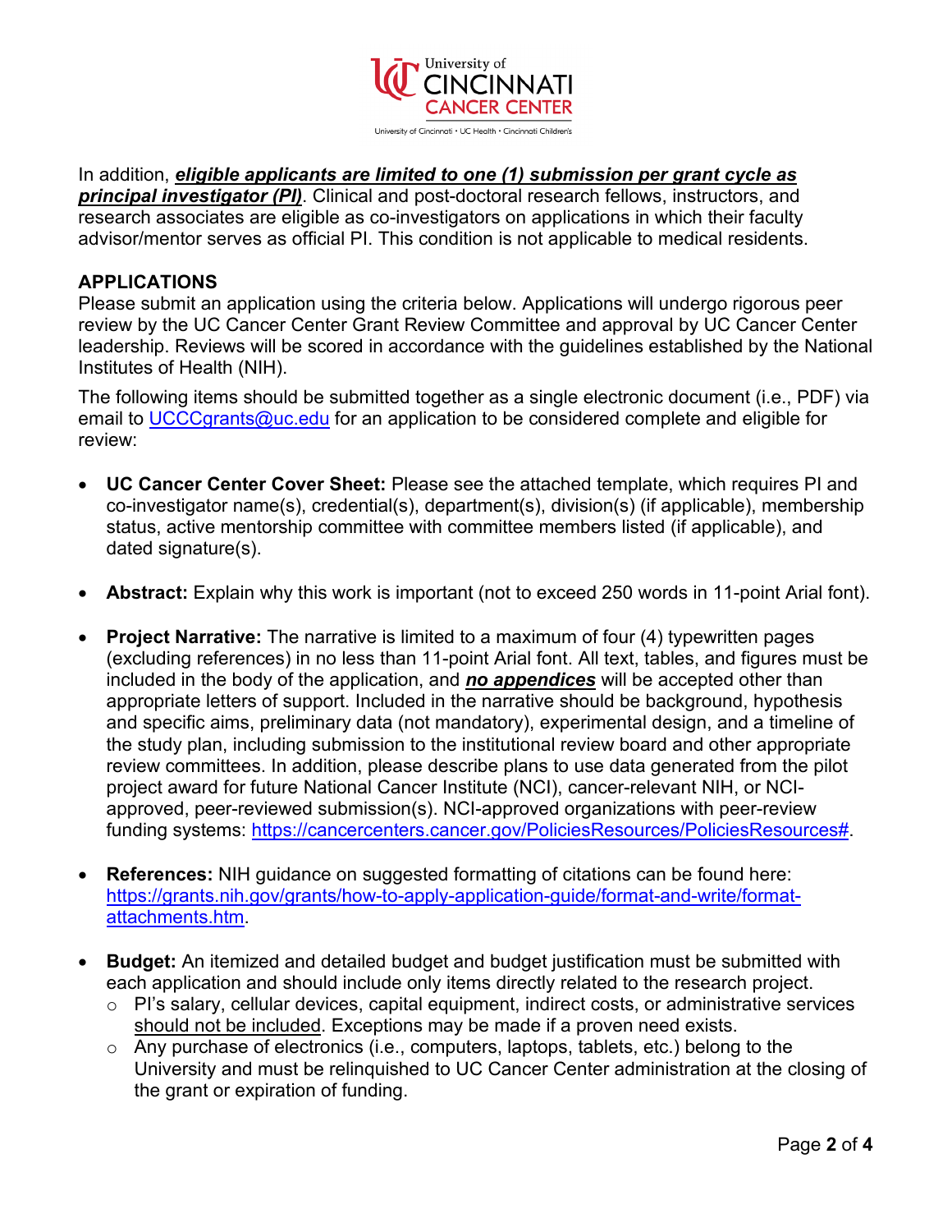In addition, ***eligible applicants are limited to one (1) submission per grant cycle as principal investigator (PI)***. Clinical and post-doctoral research fellows, instructors, and research associates are eligible as co-investigators on applications in which their faculty advisor/mentor serves as official PI. This condition is not applicable to medical residents.

## APPLICATIONS

Please submit an application using the criteria below. Applications will undergo rigorous peer review by the UC Cancer Center Grant Review Committee and approval by UC Cancer Center leadership. Reviews will be scored in accordance with the guidelines established by the National Institutes of Health (NIH).

The following items should be submitted together as a single electronic document (i.e., PDF) via email to UCCCgrants@uc.edu for an application to be considered complete and eligible for review:

- **UC Cancer Center Cover Sheet:** Please see the attached template, which requires PI and co-investigator name(s), credential(s), department(s), division(s) (if applicable), membership status, active mentorship committee with committee members listed (if applicable), and dated signature(s).

- **Abstract:** Explain why this work is important (not to exceed 250 words in 11-point Arial font).

- **Project Narrative:** The narrative is limited to a maximum of four (4) typewritten pages (excluding references) in no less than 11-point Arial font. All text, tables, and figures must be included in the body of the application, and ***no appendices*** will be accepted other than appropriate letters of support. Included in the narrative should be background, hypothesis and specific aims, preliminary data (not mandatory), experimental design, and a timeline of the study plan, including submission to the institutional review board and other appropriate review committees. In addition, please describe plans to use data generated from the pilot project award for future National Cancer Institute (NCI), cancer-relevant NIH, or NCI-approved, peer-reviewed submission(s). NCI-approved organizations with peer-review funding systems: https://cancercenters.cancer.gov/PoliciesResources/PoliciesResources#.

- **References:** NIH guidance on suggested formatting of citations can be found here: https://grants.nih.gov/grants/how-to-apply-application-guide/format-and-write/format-attachments.htm.

- **Budget:** An itemized and detailed budget and budget justification must be submitted with each application and should include only items directly related to the research project.
  - PI's salary, cellular devices, capital equipment, indirect costs, or administrative services should not be included. Exceptions may be made if a proven need exists.
  - Any purchase of electronics (i.e., computers, laptops, tablets, etc.) belong to the University and must be relinquished to UC Cancer Center administration at the closing of the grant or expiration of funding.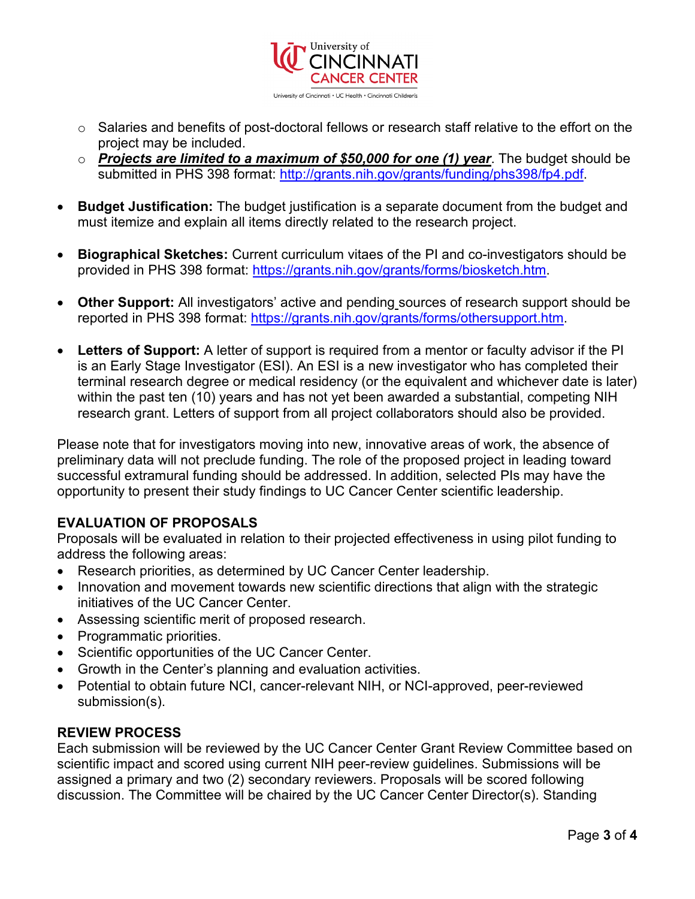- Salaries and benefits of post-doctoral fellows or research staff relative to the effort on the project may be included.
   - ***Projects are limited to a maximum of $50,000 for one (1) year***. The budget should be submitted in PHS 398 format: http://grants.nih.gov/grants/funding/phs398/fp4.pdf.

- **Budget Justification:** The budget justification is a separate document from the budget and must itemize and explain all items directly related to the research project.

- **Biographical Sketches:** Current curriculum vitaes of the PI and co-investigators should be provided in PHS 398 format: https://grants.nih.gov/grants/forms/biosketch.htm.

- **Other Support:** All investigators' active and pending sources of research support should be reported in PHS 398 format: https://grants.nih.gov/grants/forms/othersupport.htm.

- **Letters of Support:** A letter of support is required from a mentor or faculty advisor if the PI is an Early Stage Investigator (ESI). An ESI is a new investigator who has completed their terminal research degree or medical residency (or the equivalent and whichever date is later) within the past ten (10) years and has not yet been awarded a substantial, competing NIH research grant. Letters of support from all project collaborators should also be provided.

Please note that for investigators moving into new, innovative areas of work, the absence of preliminary data will not preclude funding. The role of the proposed project in leading toward successful extramural funding should be addressed. In addition, selected PIs may have the opportunity to present their study findings to UC Cancer Center scientific leadership.

**EVALUATION OF PROPOSALS**

Proposals will be evaluated in relation to their projected effectiveness in using pilot funding to address the following areas:

- Research priorities, as determined by UC Cancer Center leadership.
- Innovation and movement towards new scientific directions that align with the strategic initiatives of the UC Cancer Center.
- Assessing scientific merit of proposed research.
- Programmatic priorities.
- Scientific opportunities of the UC Cancer Center.
- Growth in the Center's planning and evaluation activities.
- Potential to obtain future NCI, cancer-relevant NIH, or NCI-approved, peer-reviewed submission(s).

**REVIEW PROCESS**

Each submission will be reviewed by the UC Cancer Center Grant Review Committee based on scientific impact and scored using current NIH peer-review guidelines. Submissions will be assigned a primary and two (2) secondary reviewers. Proposals will be scored following discussion. The Committee will be chaired by the UC Cancer Center Director(s). Standing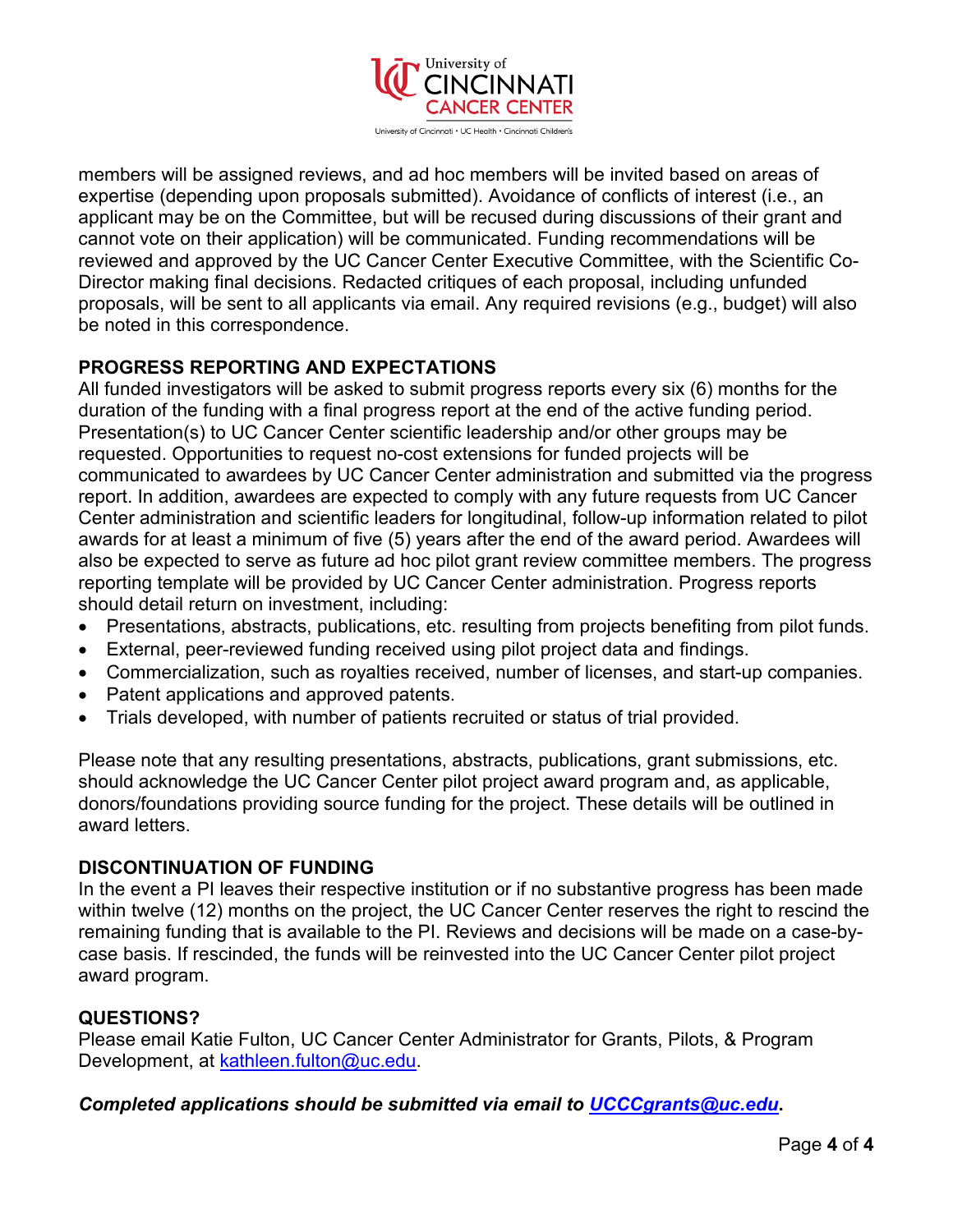members will be assigned reviews, and ad hoc members will be invited based on areas of expertise (depending upon proposals submitted). Avoidance of conflicts of interest (i.e., an applicant may be on the Committee, but will be recused during discussions of their grant and cannot vote on their application) will be communicated. Funding recommendations will be reviewed and approved by the UC Cancer Center Executive Committee, with the Scientific Co-Director making final decisions. Redacted critiques of each proposal, including unfunded proposals, will be sent to all applicants via email. Any required revisions (e.g., budget) will also be noted in this correspondence.

## PROGRESS REPORTING AND EXPECTATIONS

All funded investigators will be asked to submit progress reports every six (6) months for the duration of the funding with a final progress report at the end of the active funding period. Presentation(s) to UC Cancer Center scientific leadership and/or other groups may be requested. Opportunities to request no-cost extensions for funded projects will be communicated to awardees by UC Cancer Center administration and submitted via the progress report. In addition, awardees are expected to comply with any future requests from UC Cancer Center administration and scientific leaders for longitudinal, follow-up information related to pilot awards for at least a minimum of five (5) years after the end of the award period. Awardees will also be expected to serve as future ad hoc pilot grant review committee members. The progress reporting template will be provided by UC Cancer Center administration. Progress reports should detail return on investment, including:

- Presentations, abstracts, publications, etc. resulting from projects benefiting from pilot funds.
- External, peer-reviewed funding received using pilot project data and findings.
- Commercialization, such as royalties received, number of licenses, and start-up companies.
- Patent applications and approved patents.
- Trials developed, with number of patients recruited or status of trial provided.

Please note that any resulting presentations, abstracts, publications, grant submissions, etc. should acknowledge the UC Cancer Center pilot project award program and, as applicable, donors/foundations providing source funding for the project. These details will be outlined in award letters.

## DISCONTINUATION OF FUNDING

In the event a PI leaves their respective institution or if no substantive progress has been made within twelve (12) months on the project, the UC Cancer Center reserves the right to rescind the remaining funding that is available to the PI. Reviews and decisions will be made on a case-by-case basis. If rescinded, the funds will be reinvested into the UC Cancer Center pilot project award program.

## QUESTIONS?

Please email Katie Fulton, UC Cancer Center Administrator for Grants, Pilots, & Program Development, at kathleen.fulton@uc.edu.

***Completed applications should be submitted via email to UCCCgrants@uc.edu.***